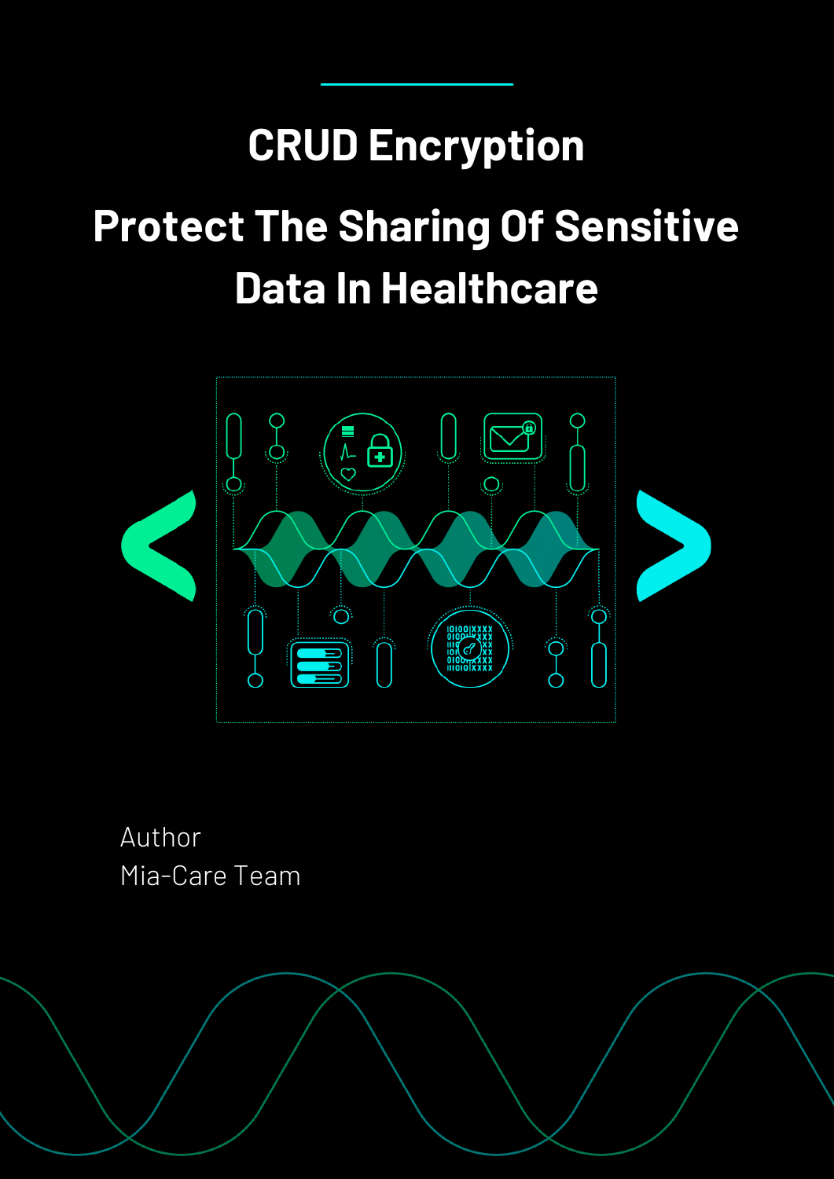# CRUD Encryption

# Protect The Sharing Of Sensitive Data In Healthcare

Author
Mia-Care Team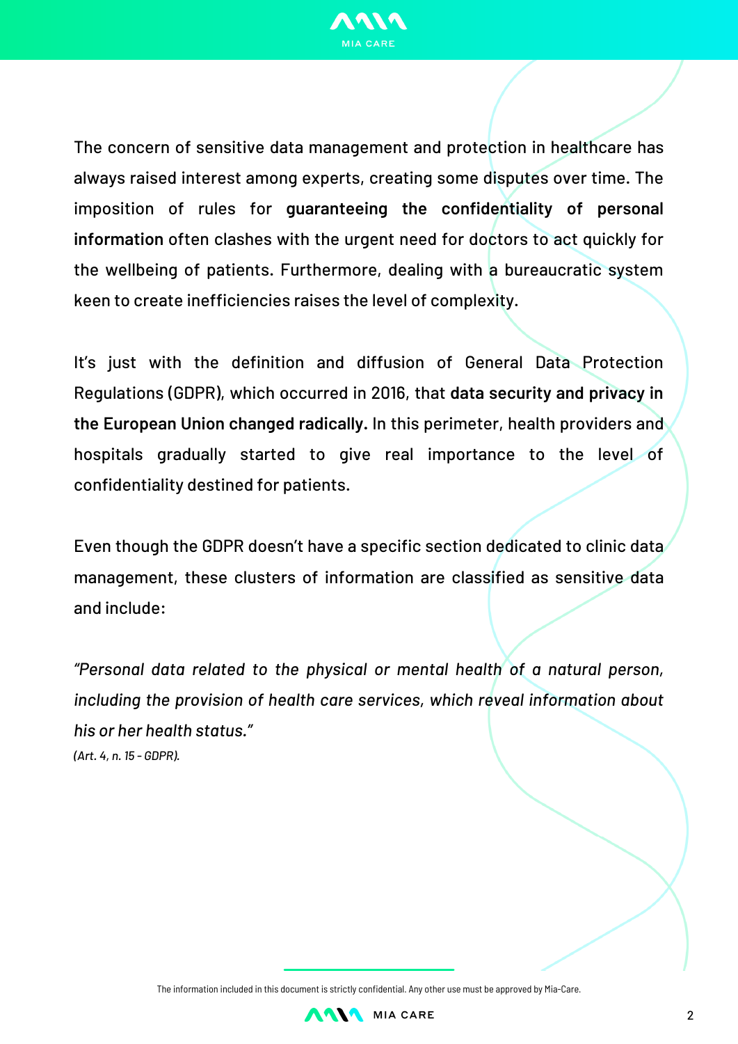The concern of sensitive data management and protection in healthcare has always raised interest among experts, creating some disputes over time. The imposition of rules for **guaranteeing the confidentiality of personal information** often clashes with the urgent need for doctors to act quickly for the wellbeing of patients. Furthermore, dealing with a bureaucratic system keen to create inefficiencies raises the level of complexity.

It's just with the definition and diffusion of General Data Protection Regulations (GDPR), which occurred in 2016, that **data security and privacy in the European Union changed radically.** In this perimeter, health providers and hospitals gradually started to give real importance to the level of confidentiality destined for patients.

Even though the GDPR doesn't have a specific section dedicated to clinic data management, these clusters of information are classified as sensitive data and include:

*"Personal data related to the physical or mental health of a natural person, including the provision of health care services, which reveal information about his or her health status."*
*(Art. 4, n. 15 - GDPR).*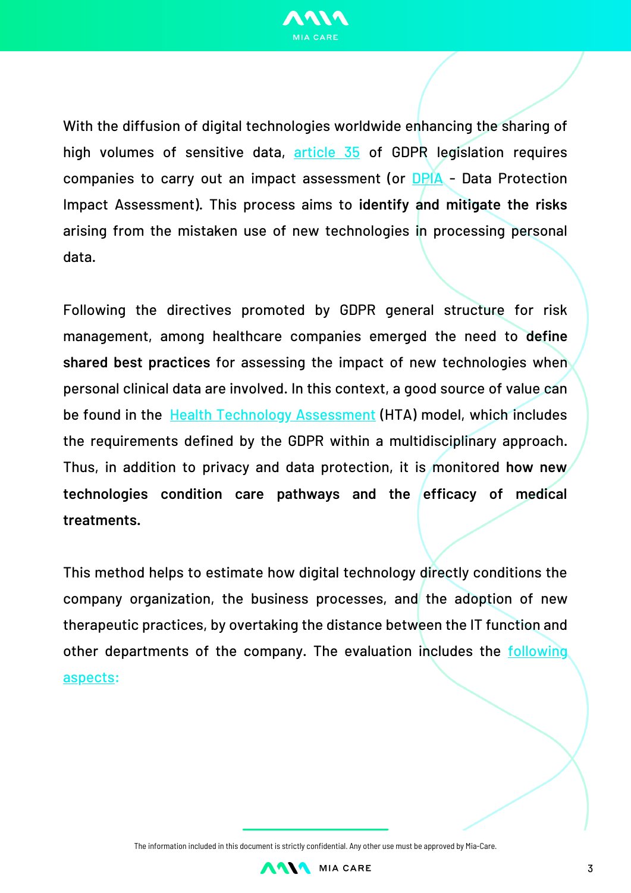With the diffusion of digital technologies worldwide enhancing the sharing of high volumes of sensitive data, article 35 of GDPR legislation requires companies to carry out an impact assessment (or DPIA - Data Protection Impact Assessment). This process aims to **identify and mitigate the risks** arising from the mistaken use of new technologies in processing personal data.

Following the directives promoted by GDPR general structure for risk management, among healthcare companies emerged the need to **define shared best practices** for assessing the impact of new technologies when personal clinical data are involved. In this context, a good source of value can be found in the Health Technology Assessment (HTA) model, which includes the requirements defined by the GDPR within a multidisciplinary approach. Thus, in addition to privacy and data protection, it is monitored **how new technologies condition care pathways and the efficacy of medical treatments.**

This method helps to estimate how digital technology directly conditions the company organization, the business processes, and the adoption of new therapeutic practices, by overtaking the distance between the IT function and other departments of the company. The evaluation includes the following aspects: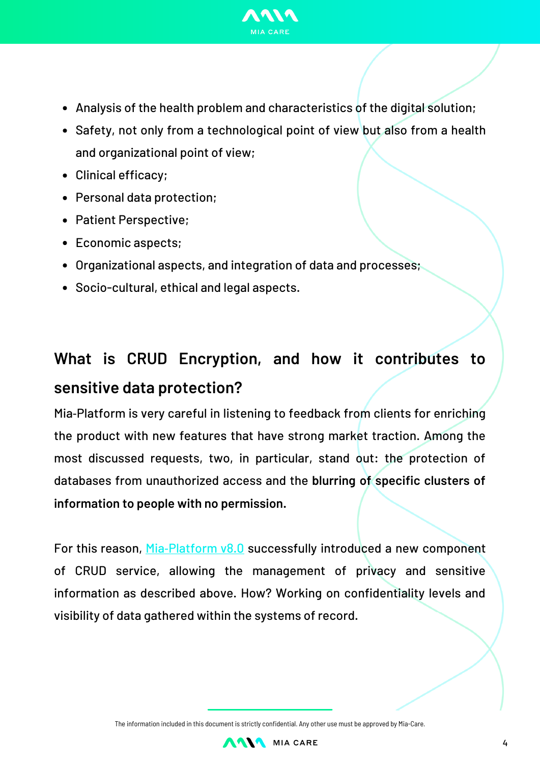- Analysis of the health problem and characteristics of the digital solution;
- Safety, not only from a technological point of view but also from a health and organizational point of view;
- Clinical efficacy;
- Personal data protection;
- Patient Perspective;
- Economic aspects;
- Organizational aspects, and integration of data and processes;
- Socio-cultural, ethical and legal aspects.

## What is CRUD Encryption, and how it contributes to sensitive data protection?

Mia-Platform is very careful in listening to feedback from clients for enriching the product with new features that have strong market traction. Among the most discussed requests, two, in particular, stand out: the protection of databases from unauthorized access and the **blurring of specific clusters of information to people with no permission.**

For this reason, Mia-Platform v8.0 successfully introduced a new component of CRUD service, allowing the management of privacy and sensitive information as described above. How? Working on confidentiality levels and visibility of data gathered within the systems of record.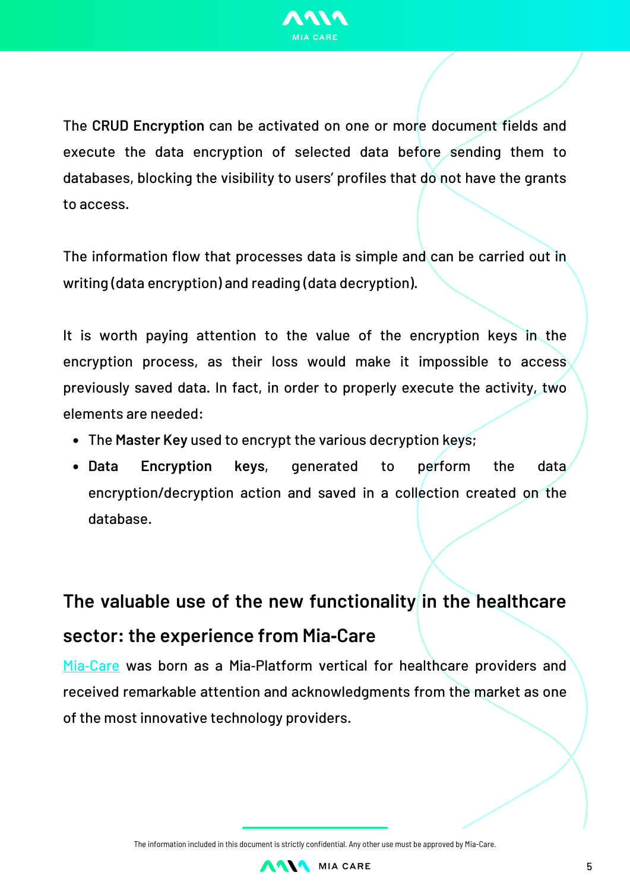The **CRUD Encryption** can be activated on one or more document fields and execute the data encryption of selected data before sending them to databases, blocking the visibility to users' profiles that do not have the grants to access.

The information flow that processes data is simple and can be carried out in writing (data encryption) and reading (data decryption).

It is worth paying attention to the value of the encryption keys in the encryption process, as their loss would make it impossible to access previously saved data. In fact, in order to properly execute the activity, two elements are needed:

- The **Master Key** used to encrypt the various decryption keys;
- **Data Encryption keys**, generated to perform the data encryption/decryption action and saved in a collection created on the database.

## The valuable use of the new functionality in the healthcare sector: the experience from Mia-Care

Mia-Care was born as a Mia-Platform vertical for healthcare providers and received remarkable attention and acknowledgments from the market as one of the most innovative technology providers.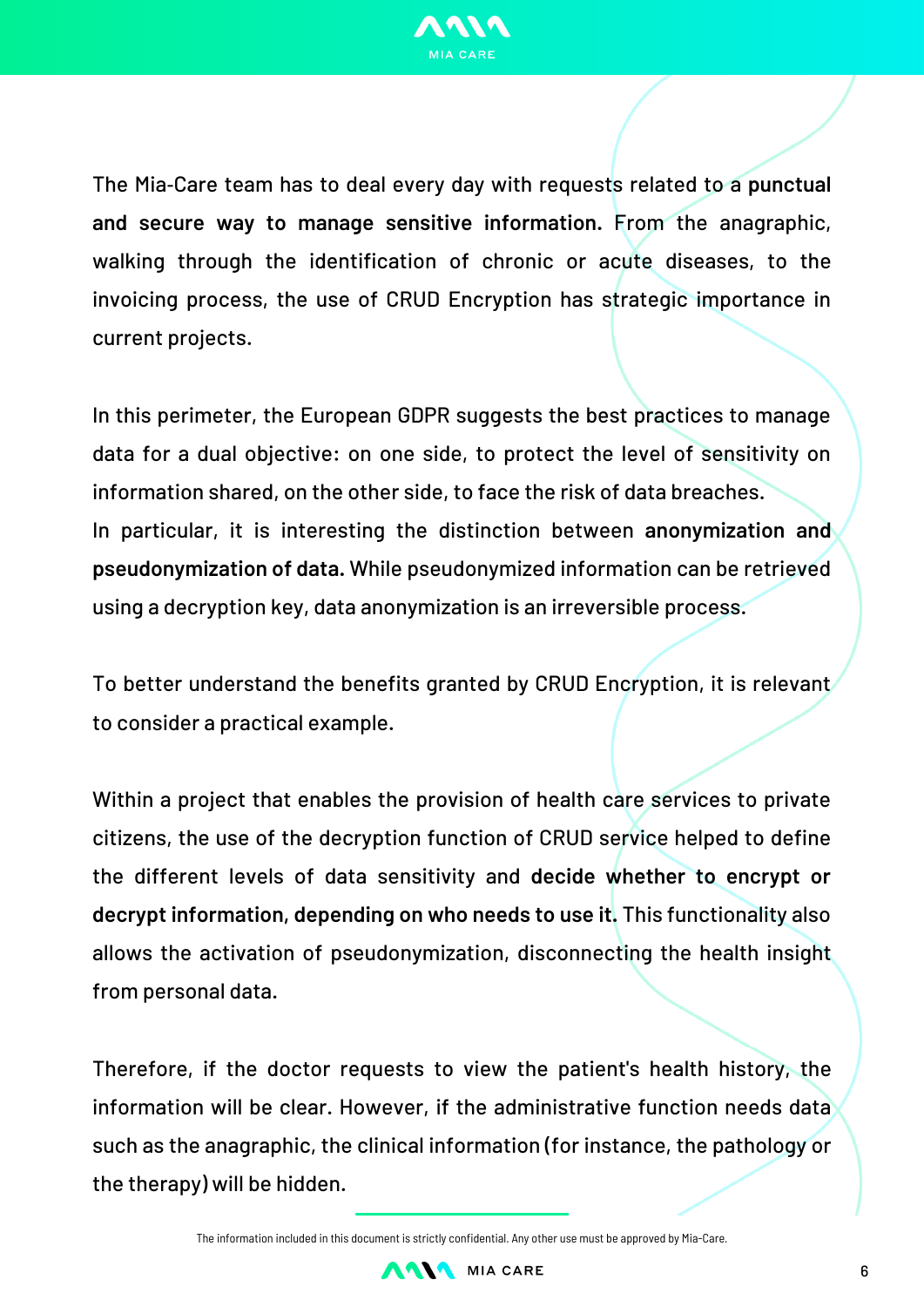The Mia-Care team has to deal every day with requests related to a **punctual and secure way to manage sensitive information.** From the anagraphic, walking through the identification of chronic or acute diseases, to the invoicing process, the use of CRUD Encryption has strategic importance in current projects.

In this perimeter, the European GDPR suggests the best practices to manage data for a dual objective: on one side, to protect the level of sensitivity on information shared, on the other side, to face the risk of data breaches.
In particular, it is interesting the distinction between **anonymization and pseudonymization of data.** While pseudonymized information can be retrieved using a decryption key, data anonymization is an irreversible process.

To better understand the benefits granted by CRUD Encryption, it is relevant to consider a practical example.

Within a project that enables the provision of health care services to private citizens, the use of the decryption function of CRUD service helped to define the different levels of data sensitivity and **decide whether to encrypt or decrypt information, depending on who needs to use it.** This functionality also allows the activation of pseudonymization, disconnecting the health insight from personal data.

Therefore, if the doctor requests to view the patient's health history, the information will be clear. However, if the administrative function needs data such as the anagraphic, the clinical information (for instance, the pathology or the therapy) will be hidden.

The information included in this document is strictly confidential. Any other use must be approved by Mia-Care.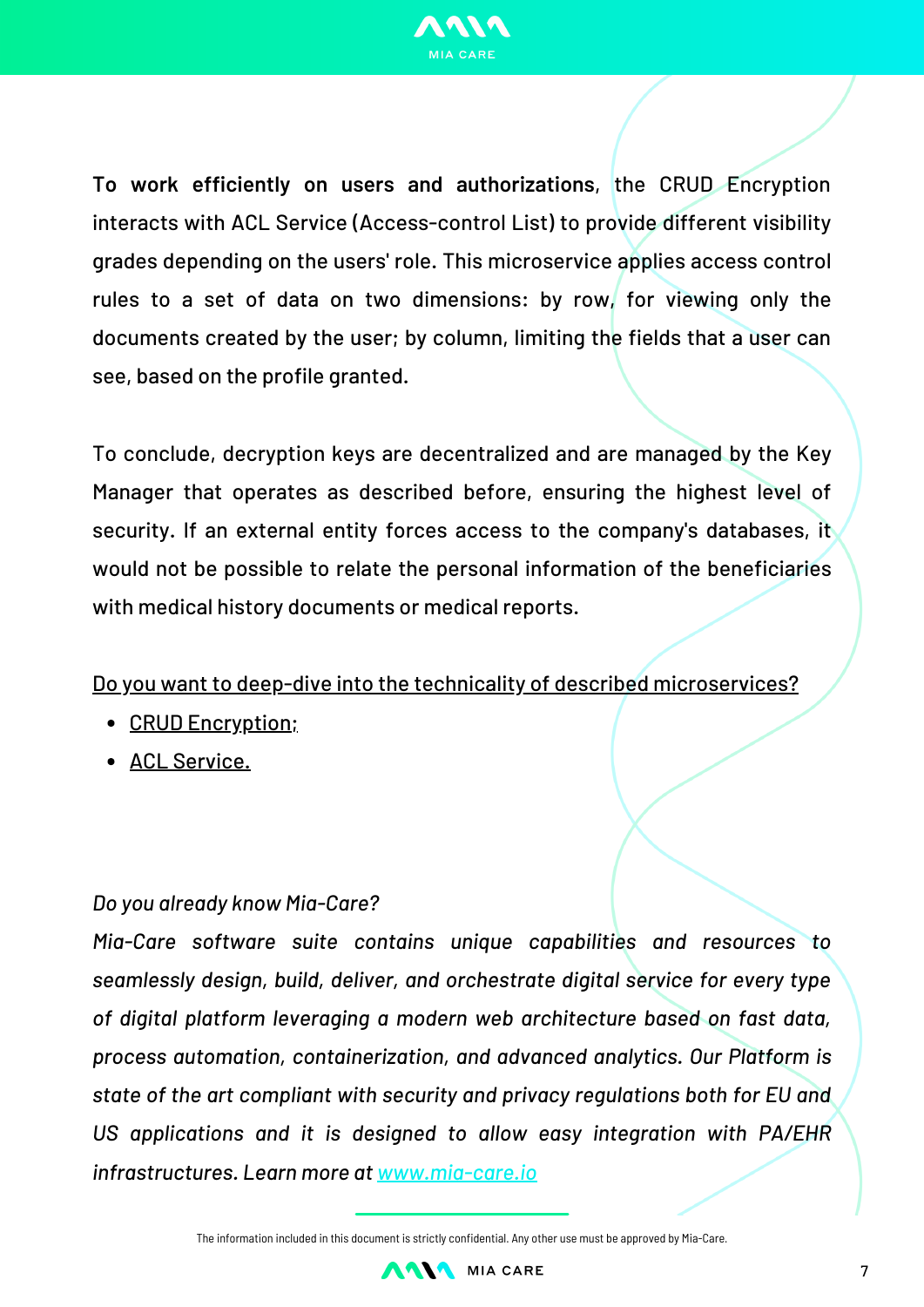**To work efficiently on users and authorizations**, the CRUD Encryption interacts with ACL Service (Access-control List) to provide different visibility grades depending on the users' role. This microservice applies access control rules to a set of data on two dimensions: by row, for viewing only the documents created by the user; by column, limiting the fields that a user can see, based on the profile granted.

To conclude, decryption keys are decentralized and are managed by the Key Manager that operates as described before, ensuring the highest level of security. If an external entity forces access to the company's databases, it would not be possible to relate the personal information of the beneficiaries with medical history documents or medical reports.

Do you want to deep-dive into the technicality of described microservices?

- CRUD Encryption;
- ACL Service.

*Do you already know Mia-Care?*

*Mia-Care software suite contains unique capabilities and resources to seamlessly design, build, deliver, and orchestrate digital service for every type of digital platform leveraging a modern web architecture based on fast data, process automation, containerization, and advanced analytics. Our Platform is state of the art compliant with security and privacy regulations both for EU and US applications and it is designed to allow easy integration with PA/EHR infrastructures. Learn more at www.mia-care.io*

The information included in this document is strictly confidential. Any other use must be approved by Mia-Care.